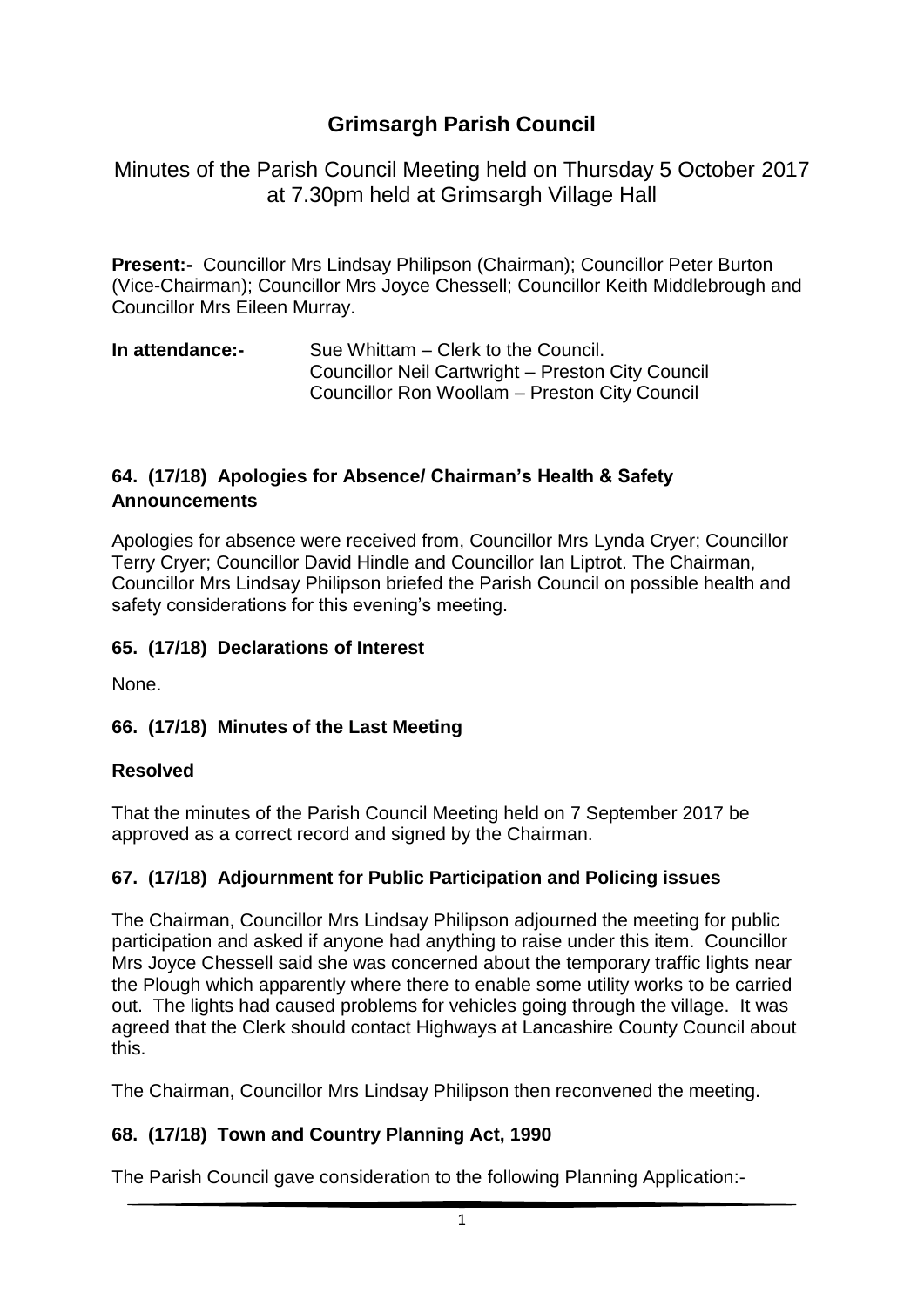# Grimsargh Parish Council

Minutes of the Parish Council Meeting held on Thursday 5 October 2017 at 7.30pm held at Grimsargh Village Hall

**Present:-** Councillor Mrs Lindsay Philipson (Chairman); Councillor Peter Burton (Vice-Chairman); Councillor Mrs Joyce Chessell; Councillor Keith Middlebrough and Councillor Mrs Eileen Murray.

**In attendance:-** Sue Whittam – Clerk to the Council.
Councillor Neil Cartwright – Preston City Council
Councillor Ron Woollam – Preston City Council

### 64. (17/18) Apologies for Absence/ Chairman's Health & Safety Announcements

Apologies for absence were received from, Councillor Mrs Lynda Cryer; Councillor Terry Cryer; Councillor David Hindle and Councillor Ian Liptrot. The Chairman, Councillor Mrs Lindsay Philipson briefed the Parish Council on possible health and safety considerations for this evening's meeting.

### 65. (17/18) Declarations of Interest

None.

### 66. (17/18) Minutes of the Last Meeting

**Resolved**

That the minutes of the Parish Council Meeting held on 7 September 2017 be approved as a correct record and signed by the Chairman.

### 67. (17/18) Adjournment for Public Participation and Policing issues

The Chairman, Councillor Mrs Lindsay Philipson adjourned the meeting for public participation and asked if anyone had anything to raise under this item. Councillor Mrs Joyce Chessell said she was concerned about the temporary traffic lights near the Plough which apparently where there to enable some utility works to be carried out. The lights had caused problems for vehicles going through the village. It was agreed that the Clerk should contact Highways at Lancashire County Council about this.

The Chairman, Councillor Mrs Lindsay Philipson then reconvened the meeting.

### 68. (17/18) Town and Country Planning Act, 1990

The Parish Council gave consideration to the following Planning Application:-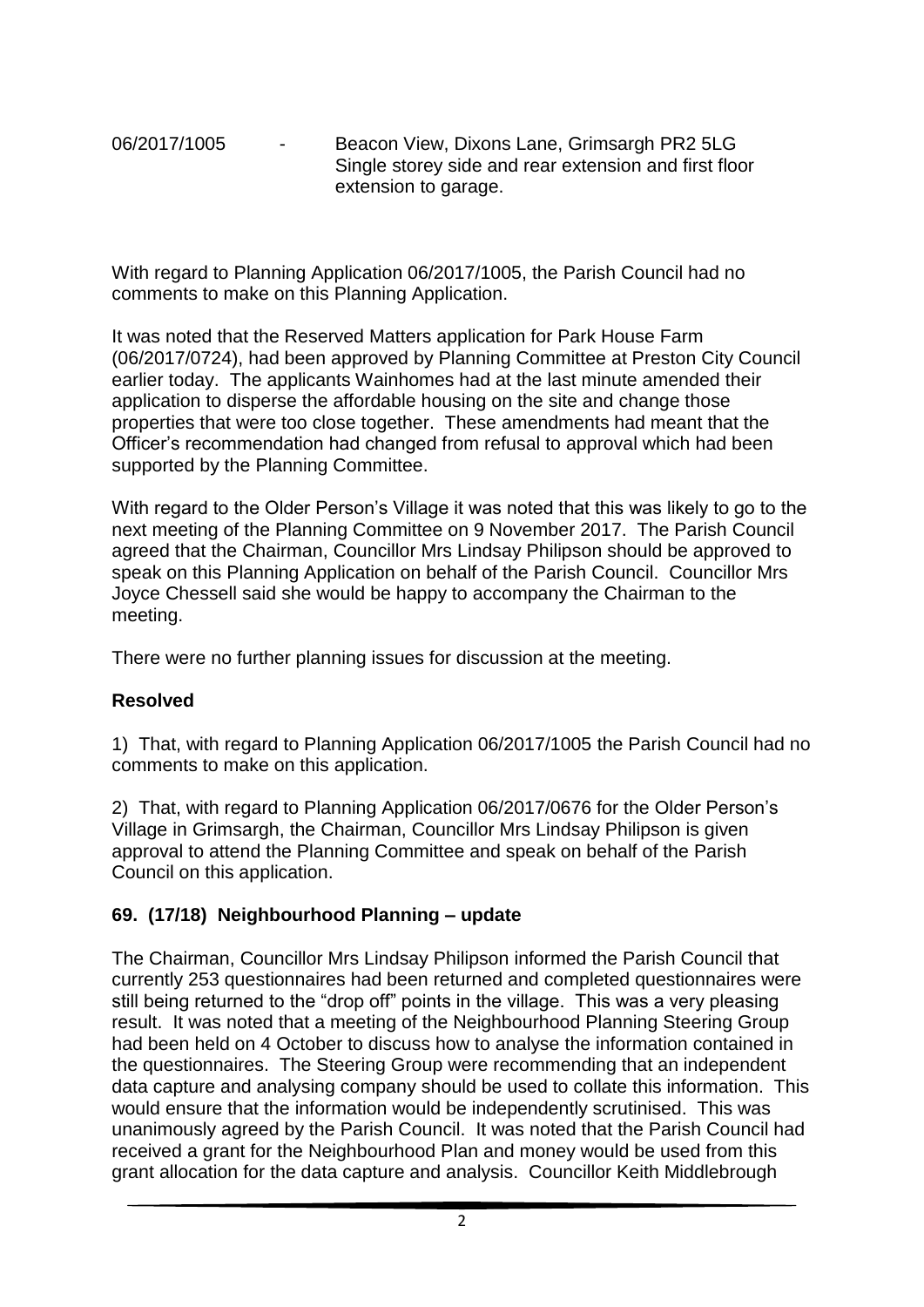06/2017/1005 - Beacon View, Dixons Lane, Grimsargh PR2 5LG
Single storey side and rear extension and first floor extension to garage.

With regard to Planning Application 06/2017/1005, the Parish Council had no comments to make on this Planning Application.

It was noted that the Reserved Matters application for Park House Farm (06/2017/0724), had been approved by Planning Committee at Preston City Council earlier today. The applicants Wainhomes had at the last minute amended their application to disperse the affordable housing on the site and change those properties that were too close together. These amendments had meant that the Officer's recommendation had changed from refusal to approval which had been supported by the Planning Committee.

With regard to the Older Person's Village it was noted that this was likely to go to the next meeting of the Planning Committee on 9 November 2017. The Parish Council agreed that the Chairman, Councillor Mrs Lindsay Philipson should be approved to speak on this Planning Application on behalf of the Parish Council. Councillor Mrs Joyce Chessell said she would be happy to accompany the Chairman to the meeting.

There were no further planning issues for discussion at the meeting.

**Resolved**

1) That, with regard to Planning Application 06/2017/1005 the Parish Council had no comments to make on this application.

2) That, with regard to Planning Application 06/2017/0676 for the Older Person's Village in Grimsargh, the Chairman, Councillor Mrs Lindsay Philipson is given approval to attend the Planning Committee and speak on behalf of the Parish Council on this application.

### 69. (17/18) Neighbourhood Planning – update

The Chairman, Councillor Mrs Lindsay Philipson informed the Parish Council that currently 253 questionnaires had been returned and completed questionnaires were still being returned to the "drop off" points in the village. This was a very pleasing result. It was noted that a meeting of the Neighbourhood Planning Steering Group had been held on 4 October to discuss how to analyse the information contained in the questionnaires. The Steering Group were recommending that an independent data capture and analysing company should be used to collate this information. This would ensure that the information would be independently scrutinised. This was unanimously agreed by the Parish Council. It was noted that the Parish Council had received a grant for the Neighbourhood Plan and money would be used from this grant allocation for the data capture and analysis. Councillor Keith Middlebrough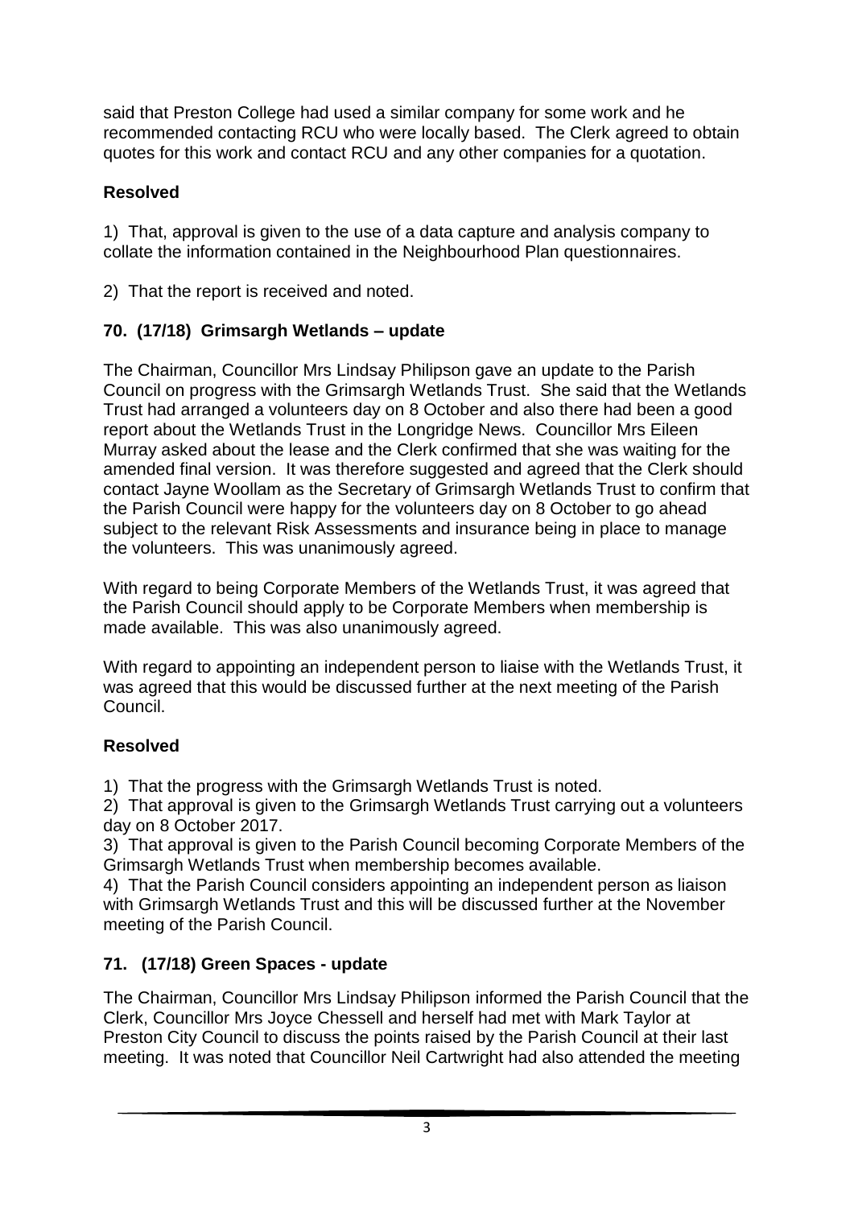said that Preston College had used a similar company for some work and he recommended contacting RCU who were locally based. The Clerk agreed to obtain quotes for this work and contact RCU and any other companies for a quotation.

**Resolved**

1) That, approval is given to the use of a data capture and analysis company to collate the information contained in the Neighbourhood Plan questionnaires.

2) That the report is received and noted.

## 70. (17/18) Grimsargh Wetlands – update

The Chairman, Councillor Mrs Lindsay Philipson gave an update to the Parish Council on progress with the Grimsargh Wetlands Trust. She said that the Wetlands Trust had arranged a volunteers day on 8 October and also there had been a good report about the Wetlands Trust in the Longridge News. Councillor Mrs Eileen Murray asked about the lease and the Clerk confirmed that she was waiting for the amended final version. It was therefore suggested and agreed that the Clerk should contact Jayne Woollam as the Secretary of Grimsargh Wetlands Trust to confirm that the Parish Council were happy for the volunteers day on 8 October to go ahead subject to the relevant Risk Assessments and insurance being in place to manage the volunteers. This was unanimously agreed.

With regard to being Corporate Members of the Wetlands Trust, it was agreed that the Parish Council should apply to be Corporate Members when membership is made available. This was also unanimously agreed.

With regard to appointing an independent person to liaise with the Wetlands Trust, it was agreed that this would be discussed further at the next meeting of the Parish Council.

**Resolved**

1) That the progress with the Grimsargh Wetlands Trust is noted.
2) That approval is given to the Grimsargh Wetlands Trust carrying out a volunteers day on 8 October 2017.
3) That approval is given to the Parish Council becoming Corporate Members of the Grimsargh Wetlands Trust when membership becomes available.
4) That the Parish Council considers appointing an independent person as liaison with Grimsargh Wetlands Trust and this will be discussed further at the November meeting of the Parish Council.

## 71. (17/18) Green Spaces - update

The Chairman, Councillor Mrs Lindsay Philipson informed the Parish Council that the Clerk, Councillor Mrs Joyce Chessell and herself had met with Mark Taylor at Preston City Council to discuss the points raised by the Parish Council at their last meeting. It was noted that Councillor Neil Cartwright had also attended the meeting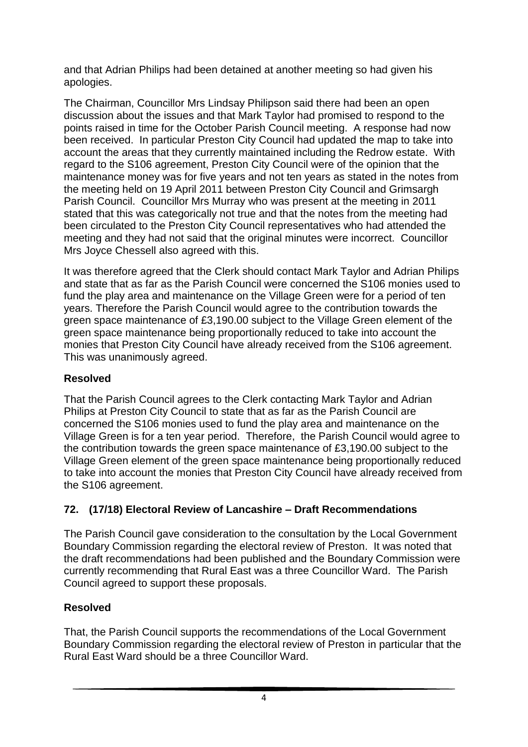and that Adrian Philips had been detained at another meeting so had given his apologies.

The Chairman, Councillor Mrs Lindsay Philipson said there had been an open discussion about the issues and that Mark Taylor had promised to respond to the points raised in time for the October Parish Council meeting. A response had now been received. In particular Preston City Council had updated the map to take into account the areas that they currently maintained including the Redrow estate. With regard to the S106 agreement, Preston City Council were of the opinion that the maintenance money was for five years and not ten years as stated in the notes from the meeting held on 19 April 2011 between Preston City Council and Grimsargh Parish Council. Councillor Mrs Murray who was present at the meeting in 2011 stated that this was categorically not true and that the notes from the meeting had been circulated to the Preston City Council representatives who had attended the meeting and they had not said that the original minutes were incorrect. Councillor Mrs Joyce Chessell also agreed with this.

It was therefore agreed that the Clerk should contact Mark Taylor and Adrian Philips and state that as far as the Parish Council were concerned the S106 monies used to fund the play area and maintenance on the Village Green were for a period of ten years. Therefore the Parish Council would agree to the contribution towards the green space maintenance of £3,190.00 subject to the Village Green element of the green space maintenance being proportionally reduced to take into account the monies that Preston City Council have already received from the S106 agreement. This was unanimously agreed.

**Resolved**

That the Parish Council agrees to the Clerk contacting Mark Taylor and Adrian Philips at Preston City Council to state that as far as the Parish Council are concerned the S106 monies used to fund the play area and maintenance on the Village Green is for a ten year period. Therefore, the Parish Council would agree to the contribution towards the green space maintenance of £3,190.00 subject to the Village Green element of the green space maintenance being proportionally reduced to take into account the monies that Preston City Council have already received from the S106 agreement.

## 72. (17/18) Electoral Review of Lancashire – Draft Recommendations

The Parish Council gave consideration to the consultation by the Local Government Boundary Commission regarding the electoral review of Preston. It was noted that the draft recommendations had been published and the Boundary Commission were currently recommending that Rural East was a three Councillor Ward. The Parish Council agreed to support these proposals.

**Resolved**

That, the Parish Council supports the recommendations of the Local Government Boundary Commission regarding the electoral review of Preston in particular that the Rural East Ward should be a three Councillor Ward.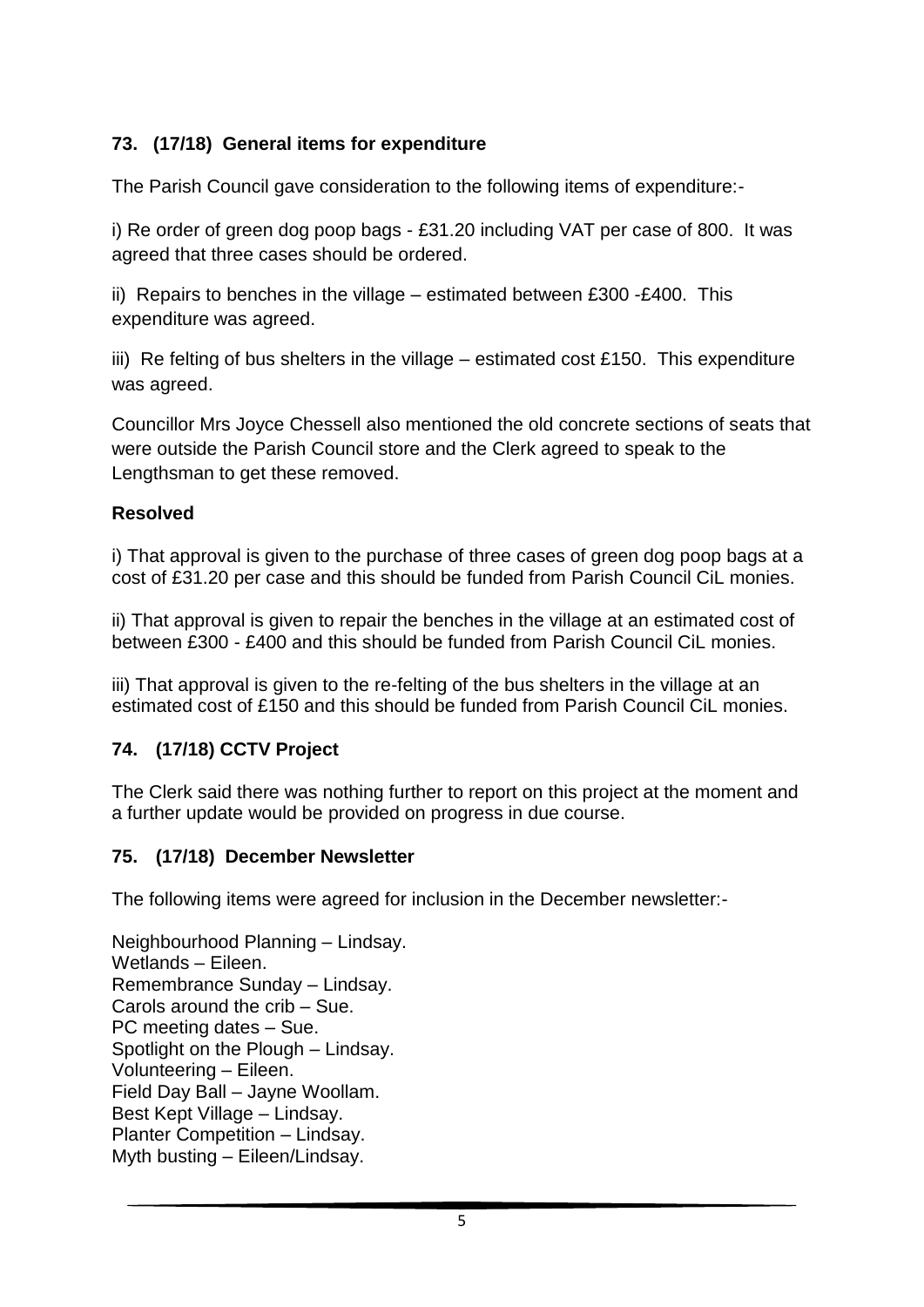### 73. (17/18) General items for expenditure

The Parish Council gave consideration to the following items of expenditure:-

i) Re order of green dog poop bags - £31.20 including VAT per case of 800. It was agreed that three cases should be ordered.

ii) Repairs to benches in the village – estimated between £300 -£400. This expenditure was agreed.

iii) Re felting of bus shelters in the village – estimated cost £150. This expenditure was agreed.

Councillor Mrs Joyce Chessell also mentioned the old concrete sections of seats that were outside the Parish Council store and the Clerk agreed to speak to the Lengthsman to get these removed.

**Resolved**

i) That approval is given to the purchase of three cases of green dog poop bags at a cost of £31.20 per case and this should be funded from Parish Council CiL monies.

ii) That approval is given to repair the benches in the village at an estimated cost of between £300 - £400 and this should be funded from Parish Council CiL monies.

iii) That approval is given to the re-felting of the bus shelters in the village at an estimated cost of £150 and this should be funded from Parish Council CiL monies.

### 74. (17/18) CCTV Project

The Clerk said there was nothing further to report on this project at the moment and a further update would be provided on progress in due course.

### 75. (17/18) December Newsletter

The following items were agreed for inclusion in the December newsletter:-

Neighbourhood Planning – Lindsay.
Wetlands – Eileen.
Remembrance Sunday – Lindsay.
Carols around the crib – Sue.
PC meeting dates – Sue.
Spotlight on the Plough – Lindsay.
Volunteering – Eileen.
Field Day Ball – Jayne Woollam.
Best Kept Village – Lindsay.
Planter Competition – Lindsay.
Myth busting – Eileen/Lindsay.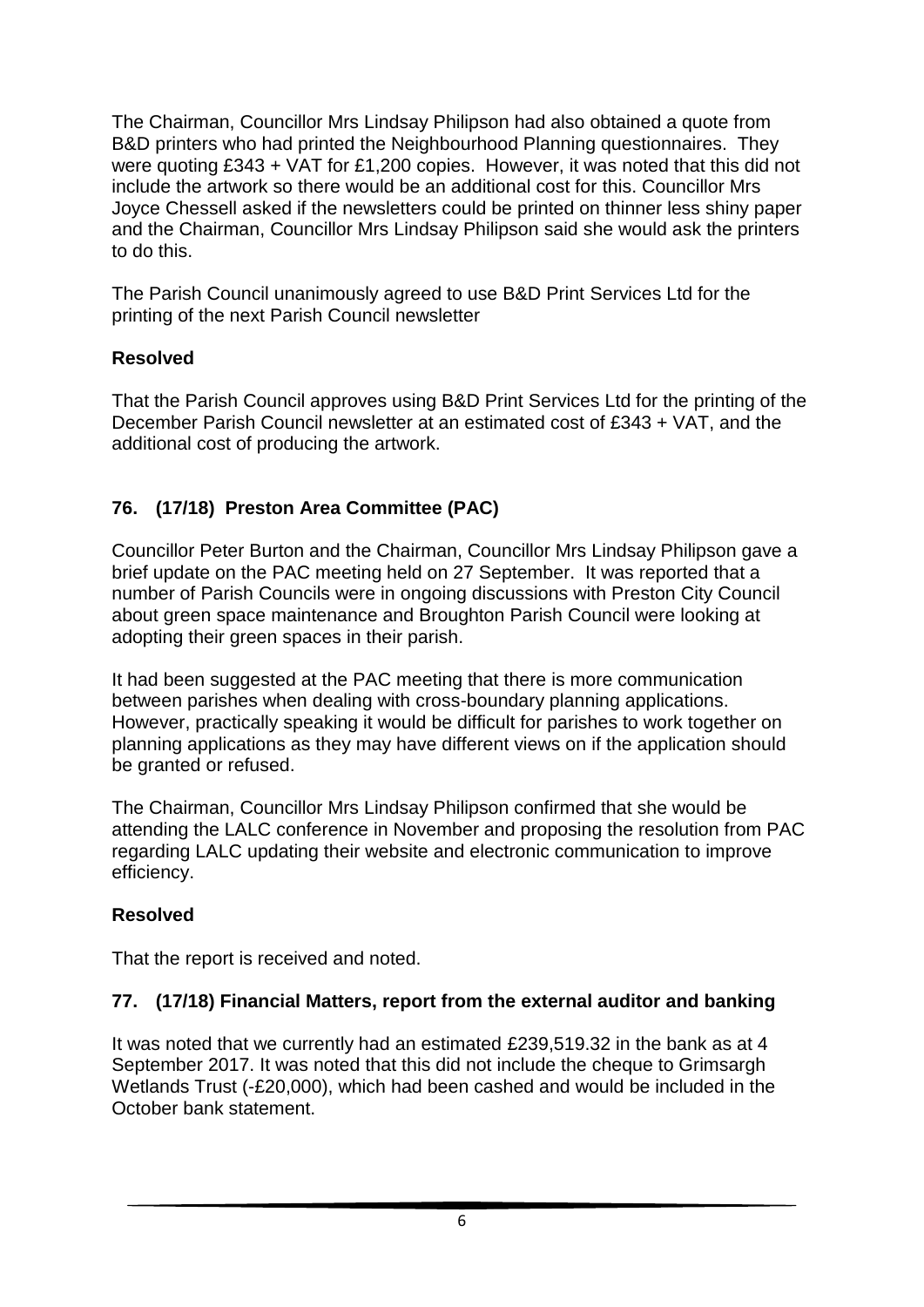The Chairman, Councillor Mrs Lindsay Philipson had also obtained a quote from B&D printers who had printed the Neighbourhood Planning questionnaires. They were quoting £343 + VAT for £1,200 copies. However, it was noted that this did not include the artwork so there would be an additional cost for this. Councillor Mrs Joyce Chessell asked if the newsletters could be printed on thinner less shiny paper and the Chairman, Councillor Mrs Lindsay Philipson said she would ask the printers to do this.

The Parish Council unanimously agreed to use B&D Print Services Ltd for the printing of the next Parish Council newsletter

**Resolved**

That the Parish Council approves using B&D Print Services Ltd for the printing of the December Parish Council newsletter at an estimated cost of £343 + VAT, and the additional cost of producing the artwork.

## 76. (17/18) Preston Area Committee (PAC)

Councillor Peter Burton and the Chairman, Councillor Mrs Lindsay Philipson gave a brief update on the PAC meeting held on 27 September. It was reported that a number of Parish Councils were in ongoing discussions with Preston City Council about green space maintenance and Broughton Parish Council were looking at adopting their green spaces in their parish.

It had been suggested at the PAC meeting that there is more communication between parishes when dealing with cross-boundary planning applications. However, practically speaking it would be difficult for parishes to work together on planning applications as they may have different views on if the application should be granted or refused.

The Chairman, Councillor Mrs Lindsay Philipson confirmed that she would be attending the LALC conference in November and proposing the resolution from PAC regarding LALC updating their website and electronic communication to improve efficiency.

**Resolved**

That the report is received and noted.

## 77. (17/18) Financial Matters, report from the external auditor and banking

It was noted that we currently had an estimated £239,519.32 in the bank as at 4 September 2017. It was noted that this did not include the cheque to Grimsargh Wetlands Trust (-£20,000), which had been cashed and would be included in the October bank statement.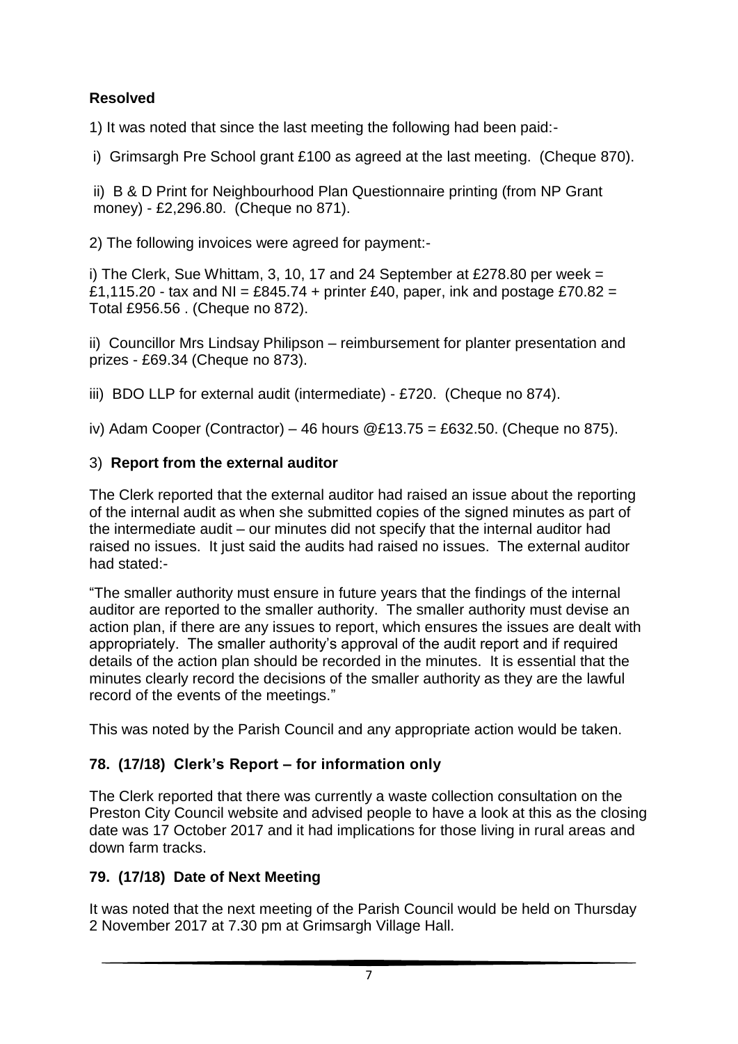**Resolved**

1) It was noted that since the last meeting the following had been paid:-

i) Grimsargh Pre School grant £100 as agreed at the last meeting. (Cheque 870).

ii) B & D Print for Neighbourhood Plan Questionnaire printing (from NP Grant money) - £2,296.80. (Cheque no 871).

2) The following invoices were agreed for payment:-

i) The Clerk, Sue Whittam, 3, 10, 17 and 24 September at £278.80 per week = £1,115.20 - tax and NI = £845.74 + printer £40, paper, ink and postage £70.82 = Total £956.56 . (Cheque no 872).

ii) Councillor Mrs Lindsay Philipson – reimbursement for planter presentation and prizes - £69.34 (Cheque no 873).

iii) BDO LLP for external audit (intermediate) - £720. (Cheque no 874).

iv) Adam Cooper (Contractor) – 46 hours @£13.75 = £632.50. (Cheque no 875).

3) **Report from the external auditor**

The Clerk reported that the external auditor had raised an issue about the reporting of the internal audit as when she submitted copies of the signed minutes as part of the intermediate audit – our minutes did not specify that the internal auditor had raised no issues. It just said the audits had raised no issues. The external auditor had stated:-

"The smaller authority must ensure in future years that the findings of the internal auditor are reported to the smaller authority. The smaller authority must devise an action plan, if there are any issues to report, which ensures the issues are dealt with appropriately. The smaller authority's approval of the audit report and if required details of the action plan should be recorded in the minutes. It is essential that the minutes clearly record the decisions of the smaller authority as they are the lawful record of the events of the meetings."

This was noted by the Parish Council and any appropriate action would be taken.

## 78. (17/18) Clerk's Report – for information only

The Clerk reported that there was currently a waste collection consultation on the Preston City Council website and advised people to have a look at this as the closing date was 17 October 2017 and it had implications for those living in rural areas and down farm tracks.

## 79. (17/18) Date of Next Meeting

It was noted that the next meeting of the Parish Council would be held on Thursday 2 November 2017 at 7.30 pm at Grimsargh Village Hall.